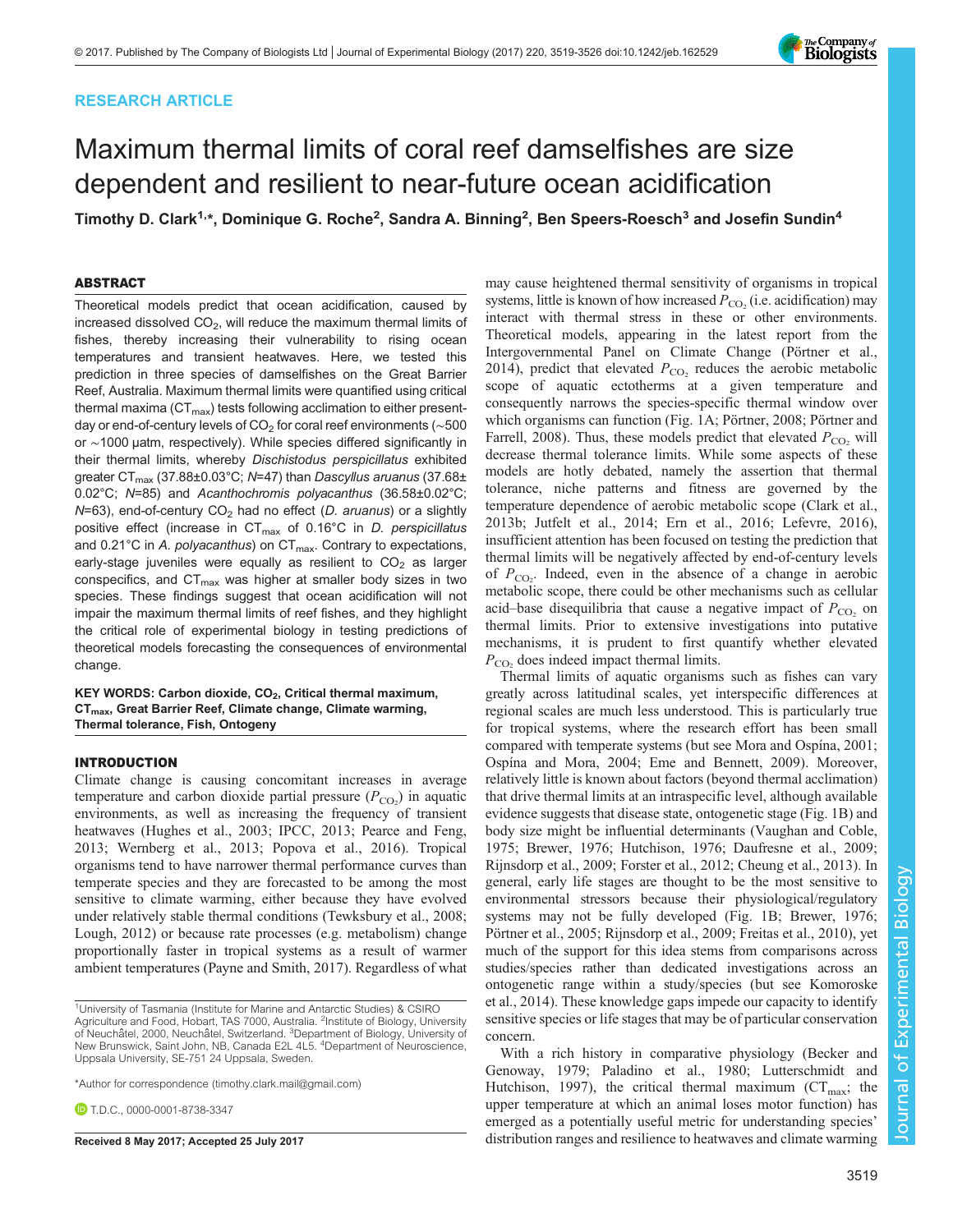RESEARCH ARTICLE

# Maximum thermal limits of coral reef damselfishes are size dependent and resilient to near-future ocean acidification

**Timothy D. Clark[1,*], Dominique G. Roche[2], Sandra A. Binning[2], Ben Speers-Roesch[3] and Josefin Sundin[4]**

## ABSTRACT

Theoretical models predict that ocean acidification, caused by increased dissolved $CO_2$, will reduce the maximum thermal limits of fishes, thereby increasing their vulnerability to rising ocean temperatures and transient heatwaves. Here, we tested this prediction in three species of damselfishes on the Great Barrier Reef, Australia. Maximum thermal limits were quantified using critical thermal maxima ($CT_{max}$) tests following acclimation to either present-day or end-of-century levels of $CO_2$ for coral reef environments (~500 or ~1000 µatm, respectively). While species differed significantly in their thermal limits, whereby *Dischistodus perspicillatus* exhibited greater $CT_{max}$ (37.88±0.03°C; $N$=47) than *Dascyllus aruanus* (37.68±0.02°C; $N$=85) and *Acanthochromis polyacanthus* (36.58±0.02°C; $N$=63), end-of-century $CO_2$ had no effect (*D. aruanus*) or a slightly positive effect (increase in $CT_{max}$ of 0.16°C in *D. perspicillatus* and 0.21°C in *A. polyacanthus*) on $CT_{max}$. Contrary to expectations, early-stage juveniles were equally as resilient to $CO_2$ as larger conspecifics, and $CT_{max}$ was higher at smaller body sizes in two species. These findings suggest that ocean acidification will not impair the maximum thermal limits of reef fishes, and they highlight the critical role of experimental biology in testing predictions of theoretical models forecasting the consequences of environmental change.

**KEY WORDS: Carbon dioxide, $CO_2$, Critical thermal maximum, $CT_{max}$, Great Barrier Reef, Climate change, Climate warming, Thermal tolerance, Fish, Ontogeny**

## INTRODUCTION

Climate change is causing concomitant increases in average temperature and carbon dioxide partial pressure ($P_{CO_2}$) in aquatic environments, as well as increasing the frequency of transient heatwaves (Hughes et al., 2003; IPCC, 2013; Pearce and Feng, 2013; Wernberg et al., 2013; Popova et al., 2016). Tropical organisms tend to have narrower thermal performance curves than temperate species and they are forecasted to be among the most sensitive to climate warming, either because they have evolved under relatively stable thermal conditions (Tewksbury et al., 2008; Lough, 2012) or because rate processes (e.g. metabolism) change proportionally faster in tropical systems as a result of warmer ambient temperatures (Payne and Smith, 2017). Regardless of what may cause heightened thermal sensitivity of organisms in tropical systems, little is known of how increased $P_{CO_2}$ (i.e. acidification) may interact with thermal stress in these or other environments. Theoretical models, appearing in the latest report from the Intergovernmental Panel on Climate Change (Pörtner et al., 2014), predict that elevated $P_{CO_2}$ reduces the aerobic metabolic scope of aquatic ectotherms at a given temperature and consequently narrows the species-specific thermal window over which organisms can function (Fig. 1A; Pörtner, 2008; Pörtner and Farrell, 2008). Thus, these models predict that elevated $P_{CO_2}$ will decrease thermal tolerance limits. While some aspects of these models are hotly debated, namely the assertion that thermal tolerance, niche patterns and fitness are governed by the temperature dependence of aerobic metabolic scope (Clark et al., 2013b; Jutfelt et al., 2014; Ern et al., 2016; Lefevre, 2016), insufficient attention has been focused on testing the prediction that thermal limits will be negatively affected by end-of-century levels of $P_{CO_2}$. Indeed, even in the absence of a change in aerobic metabolic scope, there could be other mechanisms such as cellular acid–base disequilibria that cause a negative impact of $P_{CO_2}$ on thermal limits. Prior to extensive investigations into putative mechanisms, it is prudent to first quantify whether elevated $P_{CO_2}$ does indeed impact thermal limits.

Thermal limits of aquatic organisms such as fishes can vary greatly across latitudinal scales, yet interspecific differences at regional scales are much less understood. This is particularly true for tropical systems, where the research effort has been small compared with temperate systems (but see Mora and Ospína, 2001; Ospína and Mora, 2004; Eme and Bennett, 2009). Moreover, relatively little is known about factors (beyond thermal acclimation) that drive thermal limits at an intraspecific level, although available evidence suggests that disease state, ontogenetic stage (Fig. 1B) and body size might be influential determinants (Vaughan and Coble, 1975; Brewer, 1976; Hutchison, 1976; Daufresne et al., 2009; Rijnsdorp et al., 2009; Forster et al., 2012; Cheung et al., 2013). In general, early life stages are thought to be the most sensitive to environmental stressors because their physiological/regulatory systems may not be fully developed (Fig. 1B; Brewer, 1976; Pörtner et al., 2005; Rijnsdorp et al., 2009; Freitas et al., 2010), yet much of the support for this idea stems from comparisons across studies/species rather than dedicated investigations across an ontogenetic range within a study/species (but see Komoroske et al., 2014). These knowledge gaps impede our capacity to identify sensitive species or life stages that may be of particular conservation concern.

With a rich history in comparative physiology (Becker and Genoway, 1979; Paladino et al., 1980; Lutterschmidt and Hutchison, 1997), the critical thermal maximum ($CT_{max}$; the upper temperature at which an animal loses motor function) has emerged as a potentially useful metric for understanding species' distribution ranges and resilience to heatwaves and climate warming

[1]University of Tasmania (Institute for Marine and Antarctic Studies) & CSIRO Agriculture and Food, Hobart, TAS 7000, Australia. [2]Institute of Biology, University of Neuchâtel, 2000, Neuchâtel, Switzerland. [3]Department of Biology, University of New Brunswick, Saint John, NB, Canada E2L 4L5. [4]Department of Neuroscience, Uppsala University, SE-751 24 Uppsala, Sweden.

*Author for correspondence (timothy.clark.mail@gmail.com)

T.D.C., 0000-0001-8738-3347

**Received 8 May 2017; Accepted 25 July 2017**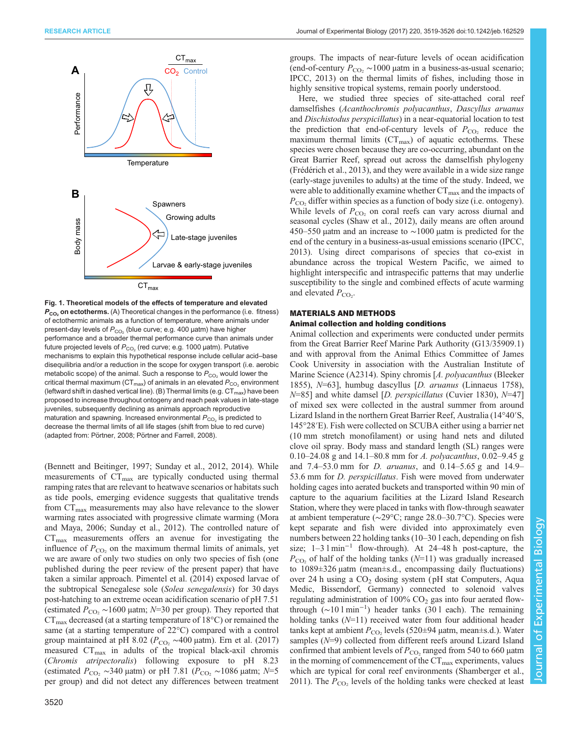**Fig. 1. Theoretical models of the effects of temperature and elevated $P_{CO_2}$ on ectotherms.** (A) Theoretical changes in the performance (i.e. fitness) of ectothermic animals as a function of temperature, where animals under present-day levels of $P_{CO_2}$ (blue curve; e.g. 400 µatm) have higher performance and a broader thermal performance curve than animals under future projected levels of $P_{CO_2}$ (red curve; e.g. 1000 µatm). Putative mechanisms to explain this hypothetical response include cellular acid–base disequilibria and/or a reduction in the scope for oxygen transport (i.e. aerobic metabolic scope) of the animal. Such a response to $P_{CO_2}$ would lower the critical thermal maximum ($CT_{max}$) of animals in an elevated $P_{CO_2}$ environment (leftward shift in dashed vertical line). (B) Thermal limits (e.g. $CT_{max}$) have been proposed to increase throughout ontogeny and reach peak values in late-stage juveniles, subsequently declining as animals approach reproductive maturation and spawning. Increased environmental $P_{CO_2}$ is predicted to decrease the thermal limits of all life stages (shift from blue to red curve) (adapted from: Pörtner, 2008; Pörtner and Farrell, 2008).

(Bennett and Beitinger, 1997; Sunday et al., 2012, 2014). While measurements of $CT_{max}$ are typically conducted using thermal ramping rates that are relevant to heatwave scenarios or habitats such as tide pools, emerging evidence suggests that qualitative trends from $CT_{max}$ measurements may also have relevance to the slower warming rates associated with progressive climate warming (Mora and Maya, 2006; Sunday et al., 2012). The controlled nature of $CT_{max}$ measurements offers an avenue for investigating the influence of $P_{CO_2}$ on the maximum thermal limits of animals, yet we are aware of only two studies on only two species of fish (one published during the peer review of the present paper) that have taken a similar approach. Pimentel et al. (2014) exposed larvae of the subtropical Senegalese sole (*Solea senegalensis*) for 30 days post-hatching to an extreme ocean acidification scenario of pH 7.51 (estimated $P_{CO_2}$ ~1600 µatm; $N$=30 per group). They reported that $CT_{max}$ decreased (at a starting temperature of 18°C) or remained the same (at a starting temperature of 22°C) compared with a control group maintained at pH 8.02 ($P_{CO_2}$ ~400 µatm). Ern et al. (2017) measured $CT_{max}$ in adults of the tropical black-axil chromis (*Chromis atripectoralis*) following exposure to pH 8.23 (estimated $P_{CO_2}$ ~340 µatm) or pH 7.81 ($P_{CO_2}$ ~1086 µatm; $N$=5 per group) and did not detect any differences between treatment groups. The impacts of near-future levels of ocean acidification (end-of-century $P_{CO_2}$ ~1000 µatm in a business-as-usual scenario; IPCC, 2013) on the thermal limits of fishes, including those in highly sensitive tropical systems, remain poorly understood.

Here, we studied three species of site-attached coral reef damselfishes (*Acanthochromis polyacanthus*, *Dascyllus aruanus* and *Dischistodus perspicillatus*) in a near-equatorial location to test the prediction that end-of-century levels of $P_{CO_2}$ reduce the maximum thermal limits ($CT_{max}$) of aquatic ectotherms. These species were chosen because they are co-occurring, abundant on the Great Barrier Reef, spread out across the damselfish phylogeny (Frédérich et al., 2013), and they were available in a wide size range (early-stage juveniles to adults) at the time of the study. Indeed, we were able to additionally examine whether $CT_{max}$ and the impacts of $P_{CO_2}$ differ within species as a function of body size (i.e. ontogeny). While levels of $P_{CO_2}$ on coral reefs can vary across diurnal and seasonal cycles (Shaw et al., 2012), daily means are often around 450–550 µatm and an increase to ~1000 µatm is predicted for the end of the century in a business-as-usual emissions scenario (IPCC, 2013). Using direct comparisons of species that co-exist in abundance across the tropical Western Pacific, we aimed to highlight interspecific and intraspecific patterns that may underlie susceptibility to the single and combined effects of acute warming and elevated $P_{CO_2}$.

## MATERIALS AND METHODS

### Animal collection and holding conditions

Animal collection and experiments were conducted under permits from the Great Barrier Reef Marine Park Authority (G13/35909.1) and with approval from the Animal Ethics Committee of James Cook University in association with the Australian Institute of Marine Science (A2314). Spiny chromis [*A. polyacanthus* (Bleeker 1855), $N$=63], humbug dascyllus [*D. aruanus* (Linnaeus 1758), $N$=85] and white damsel [*D. perspicillatus* (Cuvier 1830), $N$=47] of mixed sex were collected in the austral summer from around Lizard Island in the northern Great Barrier Reef, Australia (14°40′S, 145°28′E). Fish were collected on SCUBA either using a barrier net (10 mm stretch monofilament) or using hand nets and diluted clove oil spray. Body mass and standard length (SL) ranges were 0.10–24.08 g and 14.1–80.8 mm for *A. polyacanthus*, 0.02–9.45 g and 7.4–53.0 mm for *D. aruanus*, and 0.14–5.65 g and 14.9–53.6 mm for *D. perspicillatus*. Fish were moved from underwater holding cages into aerated buckets and transported within 90 min of capture to the aquarium facilities at the Lizard Island Research Station, where they were placed in tanks with flow-through seawater at ambient temperature (~29°C; range 28.0–30.7°C). Species were kept separate and fish were divided into approximately even numbers between 22 holding tanks (10–30 l each, depending on fish size; 1–3 l min$^{-1}$ flow-through). At 24–48 h post-capture, the $P_{CO_2}$ of half of the holding tanks ($N$=11) was gradually increased to 1089±326 µatm (mean±s.d., encompassing daily fluctuations) over 24 h using a $CO_2$ dosing system (pH stat Computers, Aqua Medic, Bissendorf, Germany) connected to solenoid valves regulating administration of 100% $CO_2$ gas into four aerated flow-through (~10 l min$^{-1}$) header tanks (30 l each). The remaining holding tanks ($N$=11) received water from four additional header tanks kept at ambient $P_{CO_2}$ levels (520±94 µatm, mean±s.d.). Water samples ($N$=9) collected from different reefs around Lizard Island confirmed that ambient levels of $P_{CO_2}$ ranged from 540 to 660 µatm in the morning of commencement of the $CT_{max}$ experiments, values which are typical for coral reef environments (Shamberger et al., 2011). The $P_{CO_2}$ levels of the holding tanks were checked at least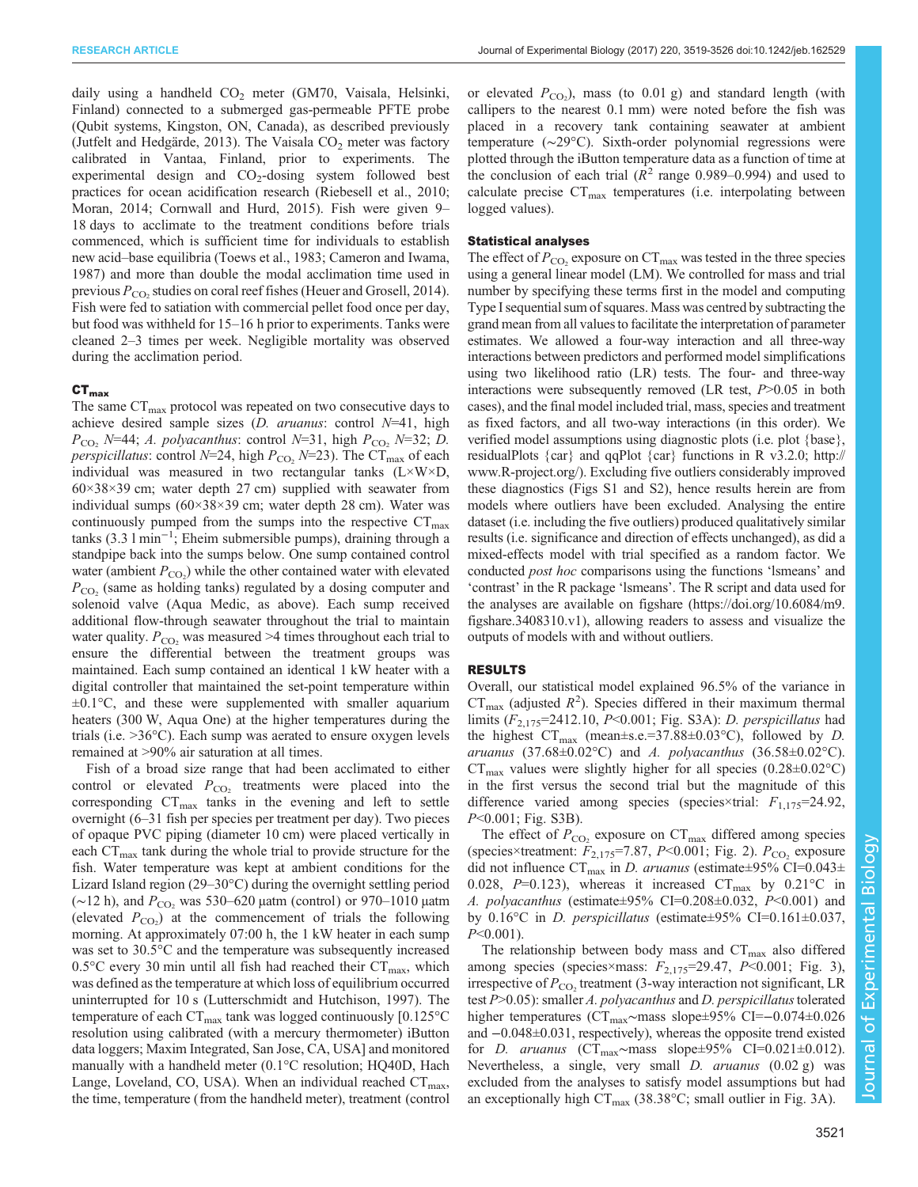daily using a handheld $CO_2$ meter (GM70, Vaisala, Helsinki, Finland) connected to a submerged gas-permeable PFTE probe (Qubit systems, Kingston, ON, Canada), as described previously (Jutfelt and Hedgärde, 2013). The Vaisala $CO_2$ meter was factory calibrated in Vantaa, Finland, prior to experiments. The experimental design and $CO_2$-dosing system followed best practices for ocean acidification research (Riebesell et al., 2010; Moran, 2014; Cornwall and Hurd, 2015). Fish were given 9–18 days to acclimate to the treatment conditions before trials commenced, which is sufficient time for individuals to establish new acid–base equilibria (Toews et al., 1983; Cameron and Iwama, 1987) and more than double the modal acclimation time used in previous $P_{CO_2}$ studies on coral reef fishes (Heuer and Grosell, 2014). Fish were fed to satiation with commercial pellet food once per day, but food was withheld for 15–16 h prior to experiments. Tanks were cleaned 2–3 times per week. Negligible mortality was observed during the acclimation period.

### $CT_{max}$

The same $CT_{max}$ protocol was repeated on two consecutive days to achieve desired sample sizes (*D. aruanus*: control $N$=41, high $P_{CO_2}$ $N$=44; *A. polyacanthus*: control $N$=31, high $P_{CO_2}$ $N$=32; *D. perspicillatus*: control $N$=24, high $P_{CO_2}$ $N$=23). The $CT_{max}$ of each individual was measured in two rectangular tanks (L×W×D, 60×38×39 cm; water depth 27 cm) supplied with seawater from individual sumps (60×38×39 cm; water depth 28 cm). Water was continuously pumped from the sumps into the respective $CT_{max}$ tanks (3.3 l $min^{-1}$; Eheim submersible pumps), draining through a standpipe back into the sumps below. One sump contained control water (ambient $P_{CO_2}$) while the other contained water with elevated $P_{CO_2}$ (same as holding tanks) regulated by a dosing computer and solenoid valve (Aqua Medic, as above). Each sump received additional flow-through seawater throughout the trial to maintain water quality. $P_{CO_2}$ was measured >4 times throughout each trial to ensure the differential between the treatment groups was maintained. Each sump contained an identical 1 kW heater with a digital controller that maintained the set-point temperature within ±0.1°C, and these were supplemented with smaller aquarium heaters (300 W, Aqua One) at the higher temperatures during the trials (i.e. >36°C). Each sump was aerated to ensure oxygen levels remained at >90% air saturation at all times.

Fish of a broad size range that had been acclimated to either control or elevated $P_{CO_2}$ treatments were placed into the corresponding $CT_{max}$ tanks in the evening and left to settle overnight (6–31 fish per species per treatment per day). Two pieces of opaque PVC piping (diameter 10 cm) were placed vertically in each $CT_{max}$ tank during the whole trial to provide structure for the fish. Water temperature was kept at ambient conditions for the Lizard Island region (29–30°C) during the overnight settling period (∼12 h), and $P_{CO_2}$ was 530–620 µatm (control) or 970–1010 µatm (elevated $P_{CO_2}$) at the commencement of trials the following morning. At approximately 07:00 h, the 1 kW heater in each sump was set to 30.5°C and the temperature was subsequently increased 0.5°C every 30 min until all fish had reached their $CT_{max}$, which was defined as the temperature at which loss of equilibrium occurred uninterrupted for 10 s (Lutterschmidt and Hutchison, 1997). The temperature of each $CT_{max}$ tank was logged continuously [0.125°C resolution using calibrated (with a mercury thermometer) iButton data loggers; Maxim Integrated, San Jose, CA, USA] and monitored manually with a handheld meter (0.1°C resolution; HQ40D, Hach Lange, Loveland, CO, USA). When an individual reached $CT_{max}$, the time, temperature (from the handheld meter), treatment (control or elevated $P_{CO_2}$), mass (to 0.01 g) and standard length (with callipers to the nearest 0.1 mm) were noted before the fish was placed in a recovery tank containing seawater at ambient temperature (∼29°C). Sixth-order polynomial regressions were plotted through the iButton temperature data as a function of time at the conclusion of each trial ($R^2$ range 0.989–0.994) and used to calculate precise $CT_{max}$ temperatures (i.e. interpolating between logged values).

### Statistical analyses

The effect of $P_{CO_2}$ exposure on $CT_{max}$ was tested in the three species using a general linear model (LM). We controlled for mass and trial number by specifying these terms first in the model and computing Type I sequential sum of squares. Mass was centred by subtracting the grand mean from all values to facilitate the interpretation of parameter estimates. We allowed a four-way interaction and all three-way interactions between predictors and performed model simplifications using two likelihood ratio (LR) tests. The four- and three-way interactions were subsequently removed (LR test, $P$>0.05 in both cases), and the final model included trial, mass, species and treatment as fixed factors, and all two-way interactions (in this order). We verified model assumptions using diagnostic plots (i.e. plot {base}, residualPlots {car} and qqPlot {car} functions in R v3.2.0; http://www.R-project.org/). Excluding five outliers considerably improved these diagnostics (Figs S1 and S2), hence results herein are from models where outliers have been excluded. Analysing the entire dataset (i.e. including the five outliers) produced qualitatively similar results (i.e. significance and direction of effects unchanged), as did a mixed-effects model with trial specified as a random factor. We conducted *post hoc* comparisons using the functions 'lsmeans' and 'contrast' in the R package 'lsmeans'. The R script and data used for the analyses are available on figshare (https://doi.org/10.6084/m9.figshare.3408310.v1), allowing readers to assess and visualize the outputs of models with and without outliers.

## RESULTS

Overall, our statistical model explained 96.5% of the variance in $CT_{max}$ (adjusted $R^2$). Species differed in their maximum thermal limits ($F_{2,175}$=2412.10, $P$<0.001; Fig. S3A): *D. perspicillatus* had the highest $CT_{max}$ (mean±s.e.=37.88±0.03°C), followed by *D. aruanus* (37.68±0.02°C) and *A. polyacanthus* (36.58±0.02°C). $CT_{max}$ values were slightly higher for all species (0.28±0.02°C) in the first versus the second trial but the magnitude of this difference varied among species (species×trial: $F_{1,175}$=24.92, $P$<0.001; Fig. S3B).

The effect of $P_{CO_2}$ exposure on $CT_{max}$ differed among species (species×treatment: $F_{2,175}$=7.87, $P$<0.001; Fig. 2). $P_{CO_2}$ exposure did not influence $CT_{max}$ in *D. aruanus* (estimate±95% CI=0.043±0.028, $P$=0.123), whereas it increased $CT_{max}$ by 0.21°C in *A. polyacanthus* (estimate±95% CI=0.208±0.032, $P$<0.001) and by 0.16°C in *D. perspicillatus* (estimate±95% CI=0.161±0.037, $P$<0.001).

The relationship between body mass and $CT_{max}$ also differed among species (species×mass: $F_{2,175}$=29.47, $P$<0.001; Fig. 3), irrespective of $P_{CO_2}$ treatment (3-way interaction not significant, LR test $P$>0.05): smaller *A. polyacanthus* and *D. perspicillatus* tolerated higher temperatures ($CT_{max}$∼mass slope±95% CI=−0.074±0.026 and −0.048±0.031, respectively), whereas the opposite trend existed for *D. aruanus* ($CT_{max}$∼mass slope±95% CI=0.021±0.012). Nevertheless, a single, very small *D. aruanus* (0.02 g) was excluded from the analyses to satisfy model assumptions but had an exceptionally high $CT_{max}$ (38.38°C; small outlier in Fig. 3A).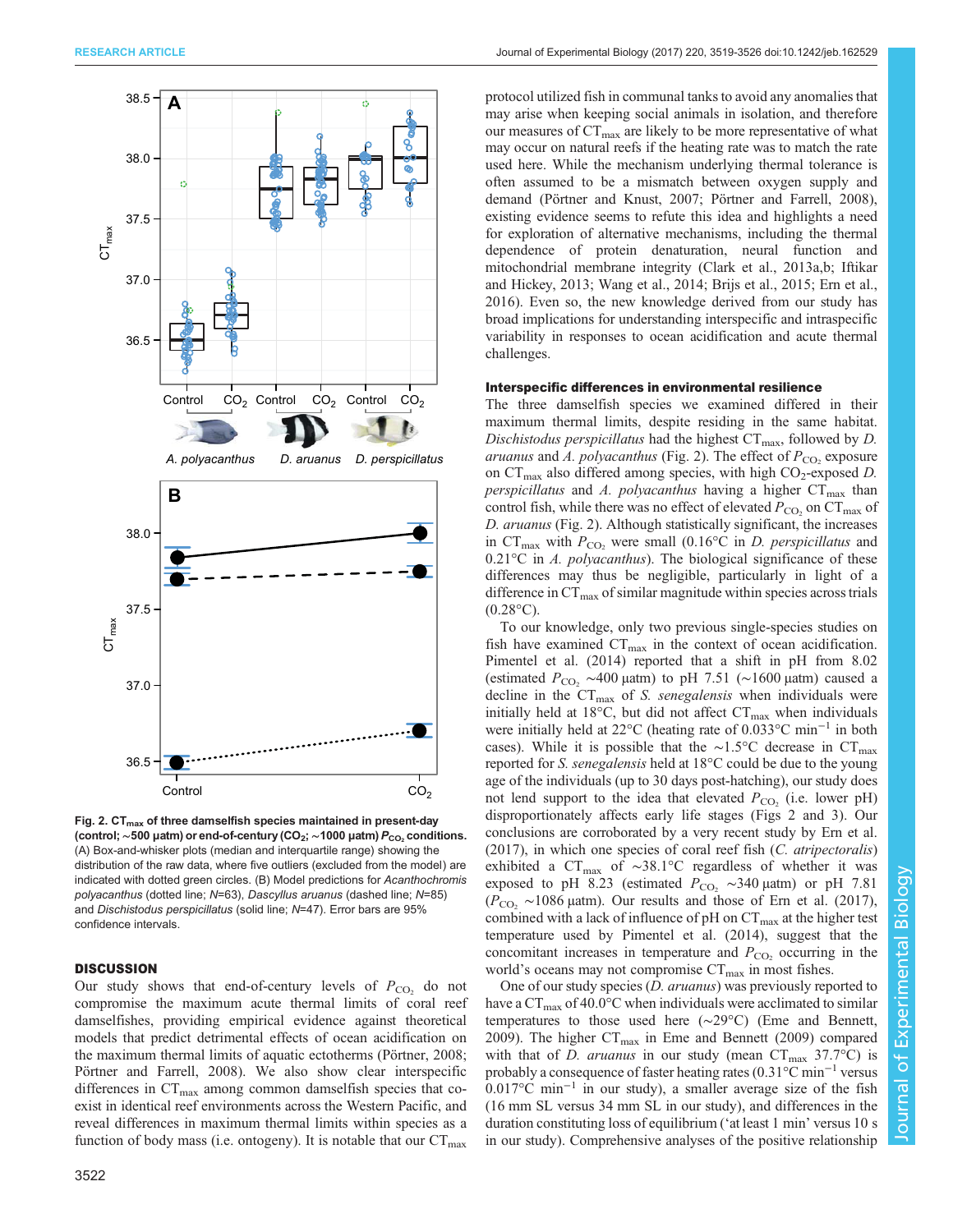**Fig. 2. $CT_{max}$ of three damselfish species maintained in present-day (control; ~500 µatm) or end-of-century ($CO_2$; ~1000 µatm) $P_{CO_2}$ conditions.** (A) Box-and-whisker plots (median and interquartile range) showing the distribution of the raw data, where five outliers (excluded from the model) are indicated with dotted green circles. (B) Model predictions for *Acanthochromis polyacanthus* (dotted line; *N*=63), *Dascyllus aruanus* (dashed line; *N*=85) and *Dischistodus perspicillatus* (solid line; *N*=47). Error bars are 95% confidence intervals.

## DISCUSSION

Our study shows that end-of-century levels of $P_{CO_2}$ do not compromise the maximum acute thermal limits of coral reef damselfishes, providing empirical evidence against theoretical models that predict detrimental effects of ocean acidification on the maximum thermal limits of aquatic ectotherms (Pörtner, 2008; Pörtner and Farrell, 2008). We also show clear interspecific differences in $CT_{max}$ among common damselfish species that co-exist in identical reef environments across the Western Pacific, and reveal differences in maximum thermal limits within species as a function of body mass (i.e. ontogeny). It is notable that our $CT_{max}$ protocol utilized fish in communal tanks to avoid any anomalies that may arise when keeping social animals in isolation, and therefore our measures of $CT_{max}$ are likely to be more representative of what may occur on natural reefs if the heating rate was to match the rate used here. While the mechanism underlying thermal tolerance is often assumed to be a mismatch between oxygen supply and demand (Pörtner and Knust, 2007; Pörtner and Farrell, 2008), existing evidence seems to refute this idea and highlights a need for exploration of alternative mechanisms, including the thermal dependence of protein denaturation, neural function and mitochondrial membrane integrity (Clark et al., 2013a,b; Iftikar and Hickey, 2013; Wang et al., 2014; Brijs et al., 2015; Ern et al., 2016). Even so, the new knowledge derived from our study has broad implications for understanding interspecific and intraspecific variability in responses to ocean acidification and acute thermal challenges.

### Interspecific differences in environmental resilience

The three damselfish species we examined differed in their maximum thermal limits, despite residing in the same habitat. *Dischistodus perspicillatus* had the highest $CT_{max}$, followed by *D. aruanus* and *A. polyacanthus* (Fig. 2). The effect of $P_{CO_2}$ exposure on $CT_{max}$ also differed among species, with high $CO_2$-exposed *D. perspicillatus* and *A. polyacanthus* having a higher $CT_{max}$ than control fish, while there was no effect of elevated $P_{CO_2}$ on $CT_{max}$ of *D. aruanus* (Fig. 2). Although statistically significant, the increases in $CT_{max}$ with $P_{CO_2}$ were small (0.16°C in *D. perspicillatus* and 0.21°C in *A. polyacanthus*). The biological significance of these differences may thus be negligible, particularly in light of a difference in $CT_{max}$ of similar magnitude within species across trials (0.28°C).

To our knowledge, only two previous single-species studies on fish have examined $CT_{max}$ in the context of ocean acidification. Pimentel et al. (2014) reported that a shift in pH from 8.02 (estimated $P_{CO_2}$ ~400 µatm) to pH 7.51 (~1600 µatm) caused a decline in the $CT_{max}$ of *S. senegalensis* when individuals were initially held at 18°C, but did not affect $CT_{max}$ when individuals were initially held at 22°C (heating rate of 0.033°C $min^{-1}$ in both cases). While it is possible that the ~1.5°C decrease in $CT_{max}$ reported for *S. senegalensis* held at 18°C could be due to the young age of the individuals (up to 30 days post-hatching), our study does not lend support to the idea that elevated $P_{CO_2}$ (i.e. lower pH) disproportionately affects early life stages (Figs 2 and 3). Our conclusions are corroborated by a very recent study by Ern et al. (2017), in which one species of coral reef fish (*C. atripectoralis*) exhibited a $CT_{max}$ of ~38.1°C regardless of whether it was exposed to pH 8.23 (estimated $P_{CO_2}$ ~340 µatm) or pH 7.81 ($P_{CO_2}$ ~1086 µatm). Our results and those of Ern et al. (2017), combined with a lack of influence of pH on $CT_{max}$ at the higher test temperature used by Pimentel et al. (2014), suggest that the concomitant increases in temperature and $P_{CO_2}$ occurring in the world's oceans may not compromise $CT_{max}$ in most fishes.

One of our study species (*D. aruanus*) was previously reported to have a $CT_{max}$ of 40.0°C when individuals were acclimated to similar temperatures to those used here (~29°C) (Eme and Bennett, 2009). The higher $CT_{max}$ in Eme and Bennett (2009) compared with that of *D. aruanus* in our study (mean $CT_{max}$ 37.7°C) is probably a consequence of faster heating rates (0.31°C $min^{-1}$ versus 0.017°C $min^{-1}$ in our study), a smaller average size of the fish (16 mm SL versus 34 mm SL in our study), and differences in the duration constituting loss of equilibrium ('at least 1 min' versus 10 s in our study). Comprehensive analyses of the positive relationship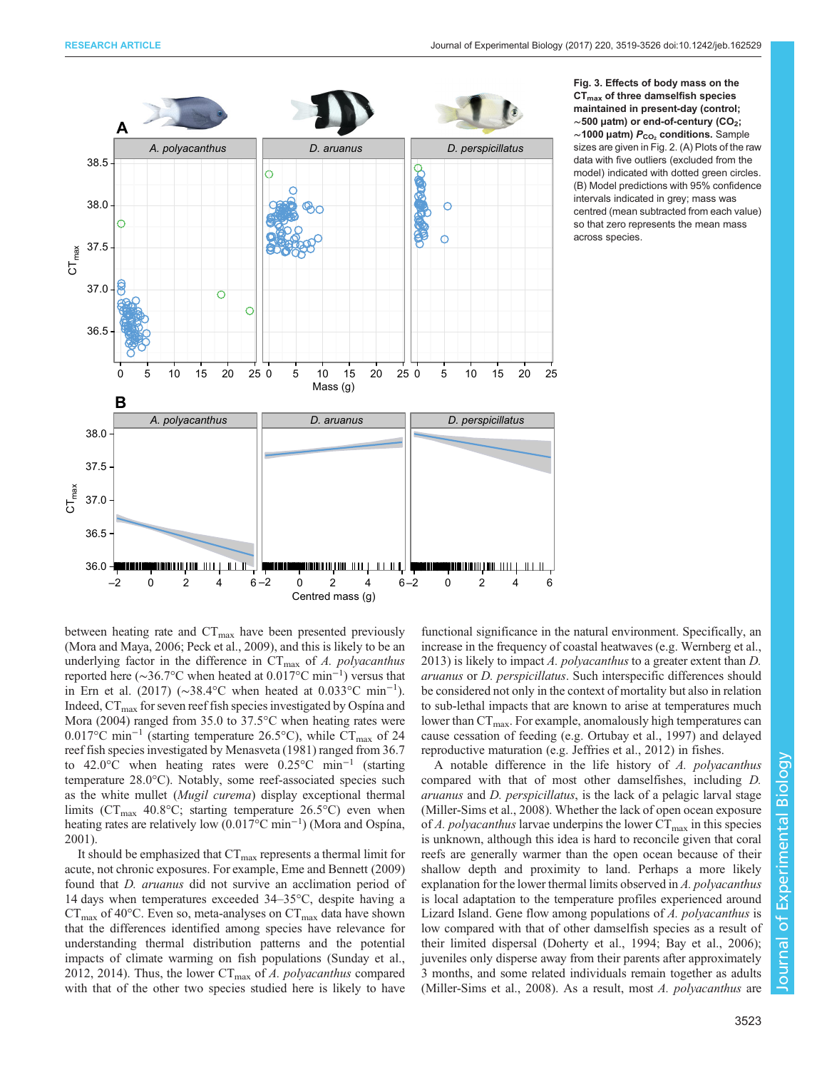**Fig. 3. Effects of body mass on the $CT_{max}$ of three damselfish species maintained in present-day (control; ~500 µatm) or end-of-century ($CO_2$; ~1000 µatm) $P_{CO_2}$ conditions.** Sample sizes are given in Fig. 2. (A) Plots of the raw data with five outliers (excluded from the model) indicated with dotted green circles. (B) Model predictions with 95% confidence intervals indicated in grey; mass was centred (mean subtracted from each value) so that zero represents the mean mass across species.

between heating rate and $CT_{max}$ have been presented previously (Mora and Maya, 2006; Peck et al., 2009), and this is likely to be an underlying factor in the difference in $CT_{max}$ of *A. polyacanthus* reported here (~36.7°C when heated at 0.017°C $min^{-1}$) versus that in Ern et al. (2017) (~38.4°C when heated at 0.033°C $min^{-1}$). Indeed, $CT_{max}$ for seven reef fish species investigated by Ospína and Mora (2004) ranged from 35.0 to 37.5°C when heating rates were 0.017°C $min^{-1}$ (starting temperature 26.5°C), while $CT_{max}$ of 24 reef fish species investigated by Menasveta (1981) ranged from 36.7 to 42.0°C when heating rates were 0.25°C $min^{-1}$ (starting temperature 28.0°C). Notably, some reef-associated species such as the white mullet (*Mugil curema*) display exceptional thermal limits ($CT_{max}$ 40.8°C; starting temperature 26.5°C) even when heating rates are relatively low (0.017°C $min^{-1}$) (Mora and Ospína, 2001).

It should be emphasized that $CT_{max}$ represents a thermal limit for acute, not chronic exposures. For example, Eme and Bennett (2009) found that *D. aruanus* did not survive an acclimation period of 14 days when temperatures exceeded 34–35°C, despite having a $CT_{max}$ of 40°C. Even so, meta-analyses on $CT_{max}$ data have shown that the differences identified among species have relevance for understanding thermal distribution patterns and the potential impacts of climate warming on fish populations (Sunday et al., 2012, 2014). Thus, the lower $CT_{max}$ of *A. polyacanthus* compared with that of the other two species studied here is likely to have functional significance in the natural environment. Specifically, an increase in the frequency of coastal heatwaves (e.g. Wernberg et al., 2013) is likely to impact *A. polyacanthus* to a greater extent than *D. aruanus* or *D. perspicillatus*. Such interspecific differences should be considered not only in the context of mortality but also in relation to sub-lethal impacts that are known to arise at temperatures much lower than $CT_{max}$. For example, anomalously high temperatures can cause cessation of feeding (e.g. Ortubay et al., 1997) and delayed reproductive maturation (e.g. Jeffries et al., 2012) in fishes.

A notable difference in the life history of *A. polyacanthus* compared with that of most other damselfishes, including *D. aruanus* and *D. perspicillatus*, is the lack of a pelagic larval stage (Miller-Sims et al., 2008). Whether the lack of open ocean exposure of *A. polyacanthus* larvae underpins the lower $CT_{max}$ in this species is unknown, although this idea is hard to reconcile given that coral reefs are generally warmer than the open ocean because of their shallow depth and proximity to land. Perhaps a more likely explanation for the lower thermal limits observed in *A. polyacanthus* is local adaptation to the temperature profiles experienced around Lizard Island. Gene flow among populations of *A. polyacanthus* is low compared with that of other damselfish species as a result of their limited dispersal (Doherty et al., 1994; Bay et al., 2006); juveniles only disperse away from their parents after approximately 3 months, and some related individuals remain together as adults (Miller-Sims et al., 2008). As a result, most *A. polyacanthus* are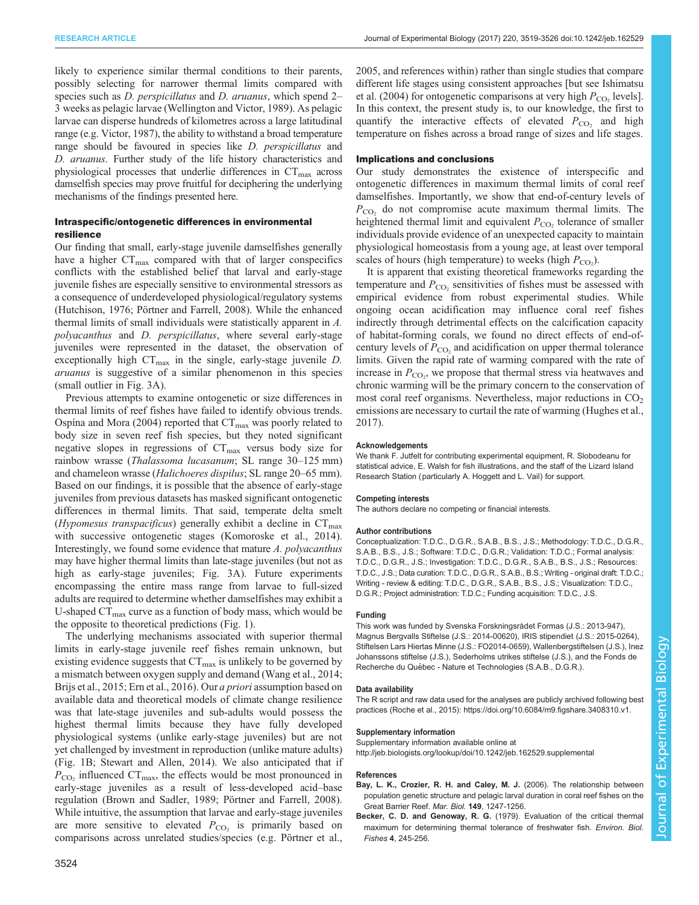likely to experience similar thermal conditions to their parents, possibly selecting for narrower thermal limits compared with species such as *D. perspicillatus* and *D. aruanus*, which spend 2–3 weeks as pelagic larvae (Wellington and Victor, 1989). As pelagic larvae can disperse hundreds of kilometres across a large latitudinal range (e.g. Victor, 1987), the ability to withstand a broad temperature range should be favoured in species like *D. perspicillatus* and *D. aruanus*. Further study of the life history characteristics and physiological processes that underlie differences in $CT_{max}$ across damselfish species may prove fruitful for deciphering the underlying mechanisms of the findings presented here.

### Intraspecific/ontogenetic differences in environmental resilience

Our finding that small, early-stage juvenile damselfishes generally have a higher $CT_{max}$ compared with that of larger conspecifics conflicts with the established belief that larval and early-stage juvenile fishes are especially sensitive to environmental stressors as a consequence of underdeveloped physiological/regulatory systems (Hutchison, 1976; Pörtner and Farrell, 2008). While the enhanced thermal limits of small individuals were statistically apparent in *A. polyacanthus* and *D. perspicillatus*, where several early-stage juveniles were represented in the dataset, the observation of exceptionally high $CT_{max}$ in the single, early-stage juvenile *D. aruanus* is suggestive of a similar phenomenon in this species (small outlier in Fig. 3A).

Previous attempts to examine ontogenetic or size differences in thermal limits of reef fishes have failed to identify obvious trends. Ospína and Mora (2004) reported that $CT_{max}$ was poorly related to body size in seven reef fish species, but they noted significant negative slopes in regressions of $CT_{max}$ versus body size for rainbow wrasse (*Thalassoma lucasanum*; SL range 30–125 mm) and chameleon wrasse (*Halichoeres dispilus*; SL range 20–65 mm). Based on our findings, it is possible that the absence of early-stage juveniles from previous datasets has masked significant ontogenetic differences in thermal limits. That said, temperate delta smelt (*Hypomesus transpacificus*) generally exhibit a decline in $CT_{max}$ with successive ontogenetic stages (Komoroske et al., 2014). Interestingly, we found some evidence that mature *A. polyacanthus* may have higher thermal limits than late-stage juveniles (but not as high as early-stage juveniles; Fig. 3A). Future experiments encompassing the entire mass range from larvae to full-sized adults are required to determine whether damselfishes may exhibit a U-shaped $CT_{max}$ curve as a function of body mass, which would be the opposite to theoretical predictions (Fig. 1).

The underlying mechanisms associated with superior thermal limits in early-stage juvenile reef fishes remain unknown, but existing evidence suggests that $CT_{max}$ is unlikely to be governed by a mismatch between oxygen supply and demand (Wang et al., 2014; Brijs et al., 2015; Ern et al., 2016). Our *a priori* assumption based on available data and theoretical models of climate change resilience was that late-stage juveniles and sub-adults would possess the highest thermal limits because they have fully developed physiological systems (unlike early-stage juveniles) but are not yet challenged by investment in reproduction (unlike mature adults) (Fig. 1B; Stewart and Allen, 2014). We also anticipated that if $P_{CO_2}$ influenced $CT_{max}$, the effects would be most pronounced in early-stage juveniles as a result of less-developed acid–base regulation (Brown and Sadler, 1989; Pörtner and Farrell, 2008). While intuitive, the assumption that larvae and early-stage juveniles are more sensitive to elevated $P_{CO_2}$ is primarily based on comparisons across unrelated studies/species (e.g. Pörtner et al., 2005, and references within) rather than single studies that compare different life stages using consistent approaches [but see Ishimatsu et al. (2004) for ontogenetic comparisons at very high $P_{CO_2}$ levels]. In this context, the present study is, to our knowledge, the first to quantify the interactive effects of elevated $P_{CO_2}$ and high temperature on fishes across a broad range of sizes and life stages.

### Implications and conclusions

Our study demonstrates the existence of interspecific and ontogenetic differences in maximum thermal limits of coral reef damselfishes. Importantly, we show that end-of-century levels of $P_{CO_2}$ do not compromise acute maximum thermal limits. The heightened thermal limit and equivalent $P_{CO_2}$ tolerance of smaller individuals provide evidence of an unexpected capacity to maintain physiological homeostasis from a young age, at least over temporal scales of hours (high temperature) to weeks (high $P_{CO_2}$).

It is apparent that existing theoretical frameworks regarding the temperature and $P_{CO_2}$ sensitivities of fishes must be assessed with empirical evidence from robust experimental studies. While ongoing ocean acidification may influence coral reef fishes indirectly through detrimental effects on the calcification capacity of habitat-forming corals, we found no direct effects of end-of-century levels of $P_{CO_2}$ and acidification on upper thermal tolerance limits. Given the rapid rate of warming compared with the rate of increase in $P_{CO_2}$, we propose that thermal stress via heatwaves and chronic warming will be the primary concern to the conservation of most coral reef organisms. Nevertheless, major reductions in $CO_2$ emissions are necessary to curtail the rate of warming (Hughes et al., 2017).

#### Acknowledgements

We thank F. Jutfelt for contributing experimental equipment, R. Slobodeanu for statistical advice, E. Walsh for fish illustrations, and the staff of the Lizard Island Research Station (particularly A. Hoggett and L. Vail) for support.

#### Competing interests

The authors declare no competing or financial interests.

#### Author contributions

Conceptualization: T.D.C., D.G.R., S.A.B., B.S., J.S.; Methodology: T.D.C., D.G.R., S.A.B., B.S., J.S.; Software: T.D.C., D.G.R.; Validation: T.D.C.; Formal analysis: T.D.C., D.G.R., J.S.; Investigation: T.D.C., D.G.R., S.A.B., B.S., J.S.; Resources: T.D.C., J.S.; Data curation: T.D.C., D.G.R., S.A.B., B.S.; Writing - original draft: T.D.C.; Writing - review & editing: T.D.C., D.G.R., S.A.B., B.S., J.S.; Visualization: T.D.C., D.G.R.; Project administration: T.D.C.; Funding acquisition: T.D.C., J.S.

#### Funding

This work was funded by Svenska Forskningsrådet Formas (J.S.: 2013-947), Magnus Bergvalls Stiftelse (J.S.: 2014-00620), IRIS stipendiet (J.S.: 2015-0264), Stiftelsen Lars Hiertas Minne (J.S.: FO2014-0659), Wallenbergstiftelsen (J.S.), Inez Johanssons stiftelse (J.S.), Sederholms utrikes stiftelse (J.S.), and the Fonds de Recherche du Québec - Nature et Technologies (S.A.B., D.G.R.).

#### Data availability

The R script and raw data used for the analyses are publicly archived following best practices (Roche et al., 2015): https://doi.org/10.6084/m9.figshare.3408310.v1.

#### Supplementary information

Supplementary information available online at http://jeb.biologists.org/lookup/doi/10.1242/jeb.162529.supplemental

#### References

**Bay, L. K., Crozier, R. H. and Caley, M. J.** (2006). The relationship between population genetic structure and pelagic larval duration in coral reef fishes on the Great Barrier Reef. *Mar. Biol.* **149**, 1247-1256.

**Becker, C. D. and Genoway, R. G.** (1979). Evaluation of the critical thermal maximum for determining thermal tolerance of freshwater fish. *Environ. Biol. Fishes* **4**, 245-256.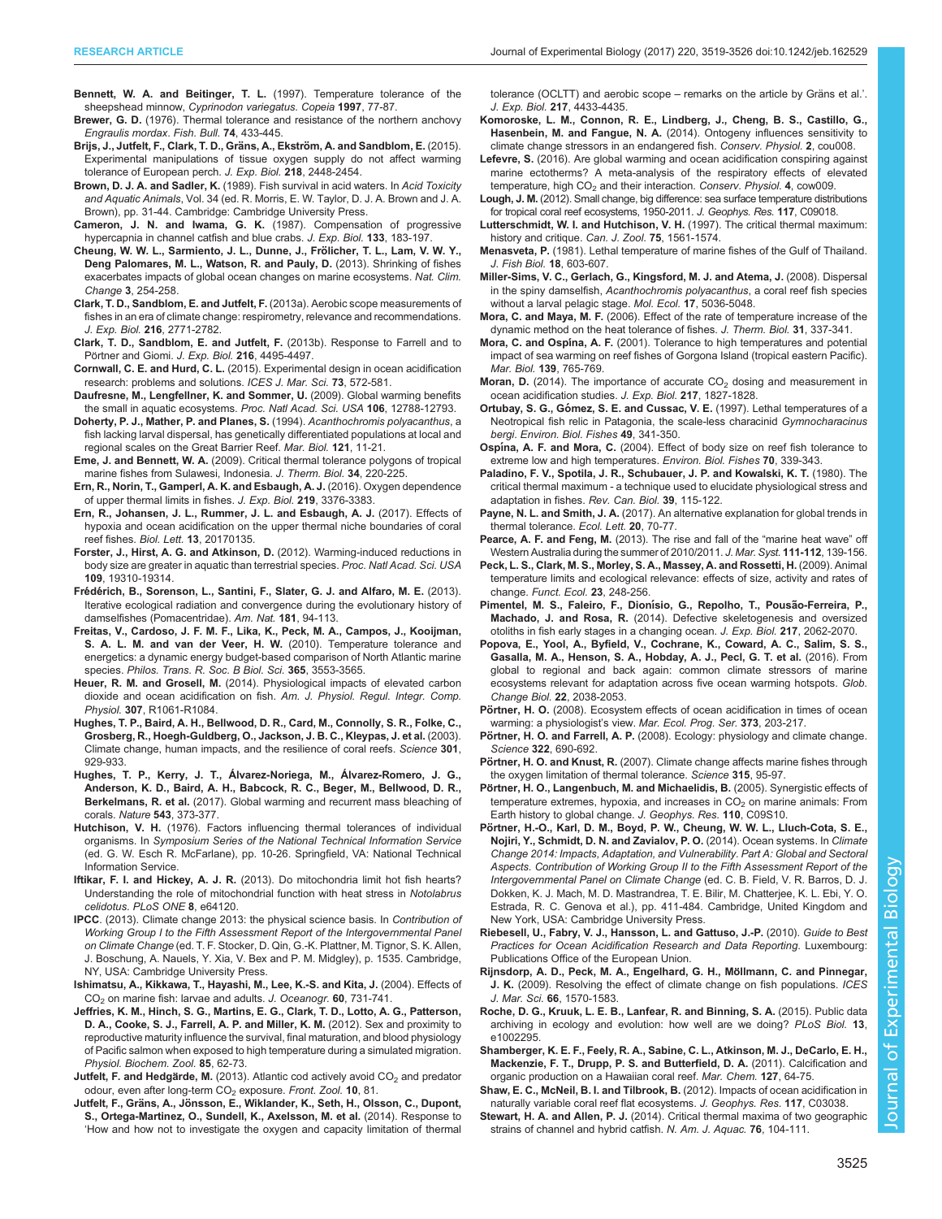**Bennett, W. A. and Beitinger, T. L.** (1997). Temperature tolerance of the sheepshead minnow, *Cyprinodon variegatus*. *Copeia* **1997**, 77-87.

**Brewer, G. D.** (1976). Thermal tolerance and resistance of the northern anchovy *Engraulis mordax*. *Fish. Bull.* **74**, 433-445.

**Brijs, J., Jutfelt, F., Clark, T. D., Gräns, A., Ekström, A. and Sandblom, E.** (2015). Experimental manipulations of tissue oxygen supply do not affect warming tolerance of European perch. *J. Exp. Biol.* **218**, 2448-2454.

**Brown, D. J. A. and Sadler, K.** (1989). Fish survival in acid waters. In *Acid Toxicity and Aquatic Animals*, Vol. 34 (ed. R. Morris, E. W. Taylor, D. J. A. Brown and J. A. Brown), pp. 31-44. Cambridge: Cambridge University Press.

**Cameron, J. N. and Iwama, G. K.** (1987). Compensation of progressive hypercapnia in channel catfish and blue crabs. *J. Exp. Biol.* **133**, 183-197.

**Cheung, W. W. L., Sarmiento, J. L., Dunne, J., Frölicher, T. L., Lam, V. W. Y., Deng Palomares, M. L., Watson, R. and Pauly, D.** (2013). Shrinking of fishes exacerbates impacts of global ocean changes on marine ecosystems. *Nat. Clim. Change* **3**, 254-258.

**Clark, T. D., Sandblom, E. and Jutfelt, F.** (2013a). Aerobic scope measurements of fishes in an era of climate change: respirometry, relevance and recommendations. *J. Exp. Biol.* **216**, 2771-2782.

**Clark, T. D., Sandblom, E. and Jutfelt, F.** (2013b). Response to Farrell and to Pörtner and Giomi. *J. Exp. Biol.* **216**, 4495-4497.

**Cornwall, C. E. and Hurd, C. L.** (2015). Experimental design in ocean acidification research: problems and solutions. *ICES J. Mar. Sci.* **73**, 572-581.

**Daufresne, M., Lengfellner, K. and Sommer, U.** (2009). Global warming benefits the small in aquatic ecosystems. *Proc. Natl Acad. Sci. USA* **106**, 12788-12793.

**Doherty, P. J., Mather, P. and Planes, S.** (1994). *Acanthochromis polyacanthus*, a fish lacking larval dispersal, has genetically differentiated populations at local and regional scales on the Great Barrier Reef. *Mar. Biol.* **121**, 11-21.

**Eme, J. and Bennett, W. A.** (2009). Critical thermal tolerance polygons of tropical marine fishes from Sulawesi, Indonesia. *J. Therm. Biol.* **34**, 220-225.

**Ern, R., Norin, T., Gamperl, A. K. and Esbaugh, A. J.** (2016). Oxygen dependence of upper thermal limits in fishes. *J. Exp. Biol.* **219**, 3376-3383.

**Ern, R., Johansen, J. L., Rummer, J. L. and Esbaugh, A. J.** (2017). Effects of hypoxia and ocean acidification on the upper thermal niche boundaries of coral reef fishes. *Biol. Lett.* **13**, 20170135.

**Forster, J., Hirst, A. G. and Atkinson, D.** (2012). Warming-induced reductions in body size are greater in aquatic than terrestrial species. *Proc. Natl Acad. Sci. USA* **109**, 19310-19314.

**Frédérich, B., Sorenson, L., Santini, F., Slater, G. J. and Alfaro, M. E.** (2013). Iterative ecological radiation and convergence during the evolutionary history of damselfishes (Pomacentridae). *Am. Nat.* **181**, 94-113.

**Freitas, V., Cardoso, J. F. M. F., Lika, K., Peck, M. A., Campos, J., Kooijman, S. A. L. M. and van der Veer, H. W.** (2010). Temperature tolerance and energetics: a dynamic energy budget-based comparison of North Atlantic marine species. *Philos. Trans. R. Soc. B Biol. Sci.* **365**, 3553-3565.

**Heuer, R. M. and Grosell, M.** (2014). Physiological impacts of elevated carbon dioxide and ocean acidification on fish. *Am. J. Physiol. Regul. Integr. Comp. Physiol.* **307**, R1061-R1084.

**Hughes, T. P., Baird, A. H., Bellwood, D. R., Card, M., Connolly, S. R., Folke, C., Grosberg, R., Hoegh-Guldberg, O., Jackson, J. B. C., Kleypas, J. et al.** (2003). Climate change, human impacts, and the resilience of coral reefs. *Science* **301**, 929-933.

**Hughes, T. P., Kerry, J. T., Álvarez-Noriega, M., Álvarez-Romero, J. G., Anderson, K. D., Baird, A. H., Babcock, R. C., Beger, M., Bellwood, D. R., Berkelmans, R. et al.** (2017). Global warming and recurrent mass bleaching of corals. *Nature* **543**, 373-377.

**Hutchison, V. H.** (1976). Factors influencing thermal tolerances of individual organisms. In *Symposium Series of the National Technical Information Service* (ed. G. W. Esch R. McFarlane), pp. 10-26. Springfield, VA: National Technical Information Service.

**Iftikar, F. I. and Hickey, A. J. R.** (2013). Do mitochondria limit hot fish hearts? Understanding the role of mitochondrial function with heat stress in *Notolabrus celidotus*. *PLoS ONE* **8**, e64120.

**IPCC**. (2013). Climate change 2013: the physical science basis. In *Contribution of Working Group I to the Fifth Assessment Report of the Intergovernmental Panel on Climate Change* (ed. T. F. Stocker, D. Qin, G.-K. Plattner, M. Tignor, S. K. Allen, J. Boschung, A. Nauels, Y. Xia, V. Bex and P. M. Midgley), p. 1535. Cambridge, NY, USA: Cambridge University Press.

**Ishimatsu, A., Kikkawa, T., Hayashi, M., Lee, K.-S. and Kita, J.** (2004). Effects of $CO_2$ on marine fish: larvae and adults. *J. Oceanogr.* **60**, 731-741.

**Jeffries, K. M., Hinch, S. G., Martins, E. G., Clark, T. D., Lotto, A. G., Patterson, D. A., Cooke, S. J., Farrell, A. P. and Miller, K. M.** (2012). Sex and proximity to reproductive maturity influence the survival, final maturation, and blood physiology of Pacific salmon when exposed to high temperature during a simulated migration. *Physiol. Biochem. Zool.* **85**, 62-73.

**Jutfelt, F. and Hedgärde, M.** (2013). Atlantic cod actively avoid $CO_2$ and predator odour, even after long-term $CO_2$ exposure. *Front. Zool.* **10**, 81.

**Jutfelt, F., Gräns, A., Jönsson, E., Wiklander, K., Seth, H., Olsson, C., Dupont, S., Ortega-Martinez, O., Sundell, K., Axelsson, M. et al.** (2014). Response to 'How and how not to investigate the oxygen and capacity limitation of thermal tolerance (OCLTT) and aerobic scope – remarks on the article by Gräns et al.'. *J. Exp. Biol.* **217**, 4433-4435.

**Komoroske, L. M., Connon, R. E., Lindberg, J., Cheng, B. S., Castillo, G., Hasenbein, M. and Fangue, N. A.** (2014). Ontogeny influences sensitivity to climate change stressors in an endangered fish. *Conserv. Physiol.* **2**, cou008.

**Lefevre, S.** (2016). Are global warming and ocean acidification conspiring against marine ectotherms? A meta-analysis of the respiratory effects of elevated temperature, high $CO_2$ and their interaction. *Conserv. Physiol.* **4**, cow009.

**Lough, J. M.** (2012). Small change, big difference: sea surface temperature distributions for tropical coral reef ecosystems, 1950-2011. *J. Geophys. Res.* **117**, C09018.

**Lutterschmidt, W. I. and Hutchison, V. H.** (1997). The critical thermal maximum: history and critique. *Can. J. Zool.* **75**, 1561-1574.

**Menasveta, P.** (1981). Lethal temperature of marine fishes of the Gulf of Thailand. *J. Fish Biol.* **18**, 603-607.

**Miller-Sims, V. C., Gerlach, G., Kingsford, M. J. and Atema, J.** (2008). Dispersal in the spiny damselfish, *Acanthochromis polyacanthus*, a coral reef fish species without a larval pelagic stage. *Mol. Ecol.* **17**, 5036-5048.

**Mora, C. and Maya, M. F.** (2006). Effect of the rate of temperature increase of the dynamic method on the heat tolerance of fishes. *J. Therm. Biol.* **31**, 337-341.

**Mora, C. and Ospina, A. F.** (2001). Tolerance to high temperatures and potential impact of sea warming on reef fishes of Gorgona Island (tropical eastern Pacific). *Mar. Biol.* **139**, 765-769.

**Moran, D.** (2014). The importance of accurate $CO_2$ dosing and measurement in ocean acidification studies. *J. Exp. Biol.* **217**, 1827-1828.

**Ortubay, S. G., Gómez, S. E. and Cussac, V. E.** (1997). Lethal temperatures of a Neotropical fish relic in Patagonia, the scale-less characinid *Gymnocharacinus bergi*. *Environ. Biol. Fishes* **49**, 341-350.

**Ospína, A. F. and Mora, C.** (2004). Effect of body size on reef fish tolerance to extreme low and high temperatures. *Environ. Biol. Fishes* **70**, 339-343.

**Paladino, F. V., Spotila, J. R., Schubauer, J. P. and Kowalski, K. T.** (1980). The critical thermal maximum - a technique used to elucidate physiological stress and adaptation in fishes. *Rev. Can. Biol.* **39**, 115-122.

**Payne, N. L. and Smith, J. A.** (2017). An alternative explanation for global trends in thermal tolerance. *Ecol. Lett.* **20**, 70-77.

**Pearce, A. F. and Feng, M.** (2013). The rise and fall of the "marine heat wave" off Western Australia during the summer of 2010/2011. *J. Mar. Syst.* **111-112**, 139-156.

**Peck, L. S., Clark, M. S., Morley, S. A., Massey, A. and Rossetti, H.** (2009). Animal temperature limits and ecological relevance: effects of size, activity and rates of change. *Funct. Ecol.* **23**, 248-256.

**Pimentel, M. S., Faleiro, F., Dionísio, G., Repolho, T., Pousão-Ferreira, P., Machado, J. and Rosa, R.** (2014). Defective skeletogenesis and oversized otoliths in fish early stages in a changing ocean. *J. Exp. Biol.* **217**, 2062-2070.

**Popova, E., Yool, A., Byfield, V., Cochrane, K., Coward, A. C., Salim, S. S., Gasalla, M. A., Henson, S. A., Hobday, A. J., Pecl, G. T. et al.** (2016). From global to regional and back again: common climate stressors of marine ecosystems relevant for adaptation across five ocean warming hotspots. *Glob. Change Biol.* **22**, 2038-2053.

**Pörtner, H. O.** (2008). Ecosystem effects of ocean acidification in times of ocean warming: a physiologist's view. *Mar. Ecol. Prog. Ser.* **373**, 203-217.

**Pörtner, H. O. and Farrell, A. P.** (2008). Ecology: physiology and climate change. *Science* **322**, 690-692.

**Pörtner, H. O. and Knust, R.** (2007). Climate change affects marine fishes through the oxygen limitation of thermal tolerance. *Science* **315**, 95-97.

**Pörtner, H. O., Langenbuch, M. and Michaelidis, B.** (2005). Synergistic effects of temperature extremes, hypoxia, and increases in $CO_2$ on marine animals: From Earth history to global change. *J. Geophys. Res.* **110**, C09S10.

**Pörtner, H.-O., Karl, D. M., Boyd, P. W., Cheung, W. W. L., Lluch-Cota, S. E., Nojiri, Y., Schmidt, D. N. and Zavialov, P. O.** (2014). Ocean systems. In *Climate Change 2014: Impacts, Adaptation, and Vulnerability. Part A: Global and Sectoral Aspects. Contribution of Working Group II to the Fifth Assessment Report of the Intergovernmental Panel on Climate Change* (ed. C. B. Field, V. R. Barros, D. J. Dokken, K. J. Mach, M. D. Mastrandrea, T. E. Bilir, M. Chatterjee, K. L. Ebi, Y. O. Estrada, R. C. Genova et al.), pp. 411-484. Cambridge, United Kingdom and New York, USA: Cambridge University Press.

**Riebesell, U., Fabry, V. J., Hansson, L. and Gattuso, J.-P.** (2010). *Guide to Best Practices for Ocean Acidification Research and Data Reporting*. Luxembourg: Publications Office of the European Union.

**Rijnsdorp, A. D., Peck, M. A., Engelhard, G. H., Möllmann, C. and Pinnegar, J. K.** (2009). Resolving the effect of climate change on fish populations. *ICES J. Mar. Sci.* **66**, 1570-1583.

**Roche, D. G., Kruuk, L. E. B., Lanfear, R. and Binning, S. A.** (2015). Public data archiving in ecology and evolution: how well are we doing? *PLoS Biol.* **13**, e1002295.

**Shamberger, K. E. F., Feely, R. A., Sabine, C. L., Atkinson, M. J., DeCarlo, E. H., Mackenzie, F. T., Drupp, P. S. and Butterfield, D. A.** (2011). Calcification and organic production on a Hawaiian coral reef. *Mar. Chem.* **127**, 64-75.

**Shaw, E. C., McNeil, B. I. and Tilbrook, B.** (2012). Impacts of ocean acidification in naturally variable coral reef flat ecosystems. *J. Geophys. Res.* **117**, C03038.

**Stewart, H. A. and Allen, P. J.** (2014). Critical thermal maxima of two geographic strains of channel and hybrid catfish. *N. Am. J. Aquac.* **76**, 104-111.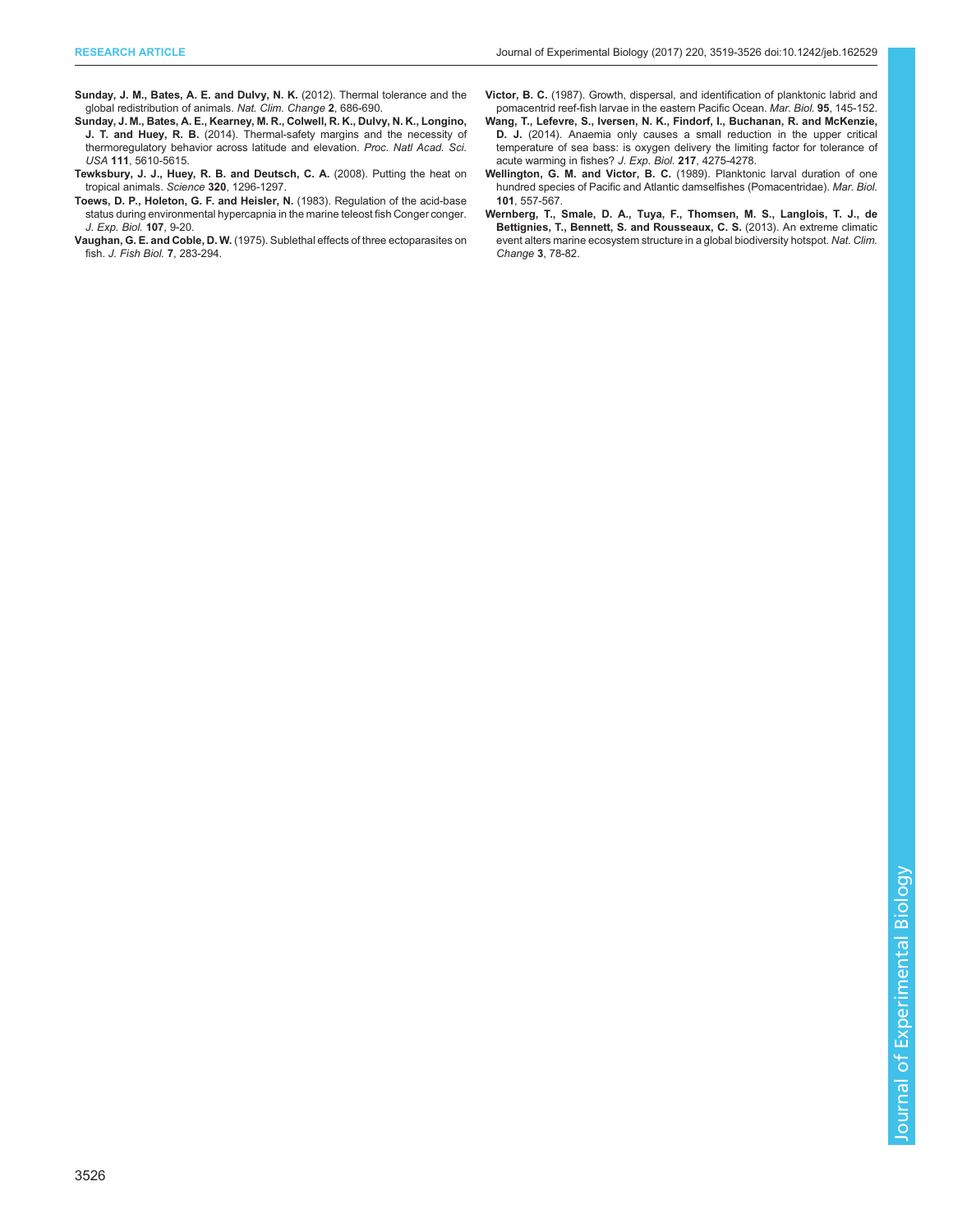**Sunday, J. M., Bates, A. E. and Dulvy, N. K.** (2012). Thermal tolerance and the global redistribution of animals. *Nat. Clim. Change* **2**, 686-690.

**Sunday, J. M., Bates, A. E., Kearney, M. R., Colwell, R. K., Dulvy, N. K., Longino, J. T. and Huey, R. B.** (2014). Thermal-safety margins and the necessity of thermoregulatory behavior across latitude and elevation. *Proc. Natl Acad. Sci. USA* **111**, 5610-5615.

**Tewksbury, J. J., Huey, R. B. and Deutsch, C. A.** (2008). Putting the heat on tropical animals. *Science* **320**, 1296-1297.

**Toews, D. P., Holeton, G. F. and Heisler, N.** (1983). Regulation of the acid-base status during environmental hypercapnia in the marine teleost fish Conger conger. *J. Exp. Biol.* **107**, 9-20.

**Vaughan, G. E. and Coble, D. W.** (1975). Sublethal effects of three ectoparasites on fish. *J. Fish Biol.* **7**, 283-294.

**Victor, B. C.** (1987). Growth, dispersal, and identification of planktonic labrid and pomacentrid reef-fish larvae in the eastern Pacific Ocean. *Mar. Biol.* **95**, 145-152.

**Wang, T., Lefevre, S., Iversen, N. K., Findorf, I., Buchanan, R. and McKenzie, D. J.** (2014). Anaemia only causes a small reduction in the upper critical temperature of sea bass: is oxygen delivery the limiting factor for tolerance of acute warming in fishes? *J. Exp. Biol.* **217**, 4275-4278.

**Wellington, G. M. and Victor, B. C.** (1989). Planktonic larval duration of one hundred species of Pacific and Atlantic damselfishes (Pomacentridae). *Mar. Biol.* **101**, 557-567.

**Wernberg, T., Smale, D. A., Tuya, F., Thomsen, M. S., Langlois, T. J., de Bettignies, T., Bennett, S. and Rousseaux, C. S.** (2013). An extreme climatic event alters marine ecosystem structure in a global biodiversity hotspot. *Nat. Clim. Change* **3**, 78-82.